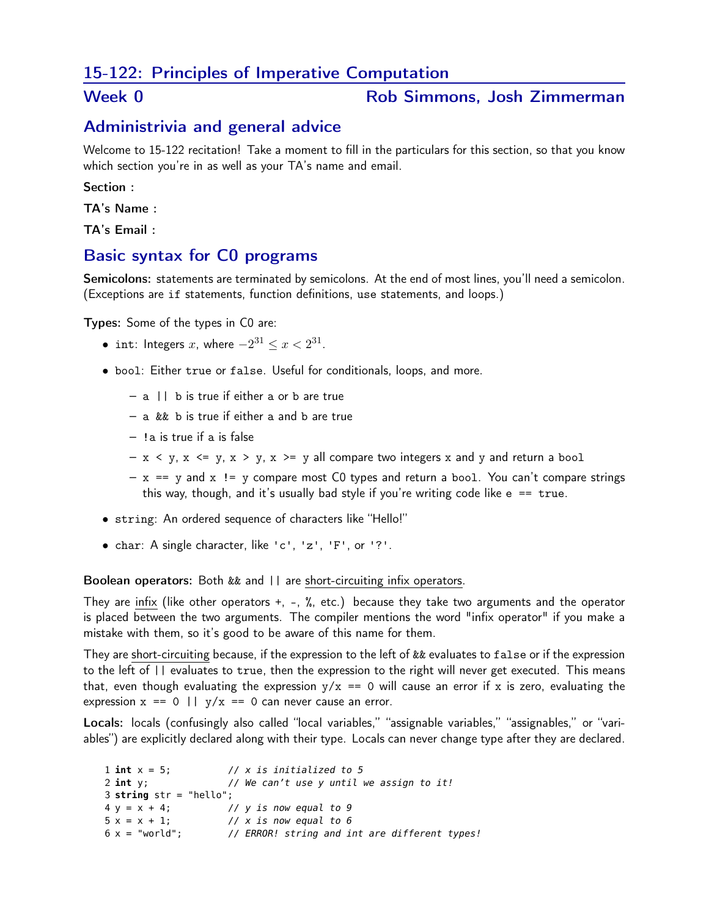# 15-122: Principles of Imperative Computation

## Week 0 — Rob Simmons, Josh Zimmerman

## Administrivia and general advice

Welcome to 15-122 recitation! Take a moment to fill in the particulars for this section, so that you know which section you're in as well as your TA's name and email.

**Section :**

**TA's Name :**

**TA's Email :**

## Basic syntax for C0 programs

**Semicolons:** statements are terminated by semicolons. At the end of most lines, you'll need a semicolon. (Exceptions are `if` statements, function definitions, `use` statements, and loops.)

**Types:** Some of the types in C0 are:

- `int`: Integers $x$, where $-2^{31} \leq x < 2^{31}$.
- `bool`: Either `true` or `false`. Useful for conditionals, loops, and more.
  - `a || b` is true if either `a` or `b` are true
  - `a && b` is true if either `a` and `b` are true
  - `!a` is true if `a` is false
  - `x < y`, `x <= y`, `x > y`, `x >= y` all compare two integers `x` and `y` and return a `bool`
  - `x == y` and `x != y` compare most C0 types and return a `bool`. You can't compare strings this way, though, and it's usually bad style if you're writing code like `e == true`.
- `string`: An ordered sequence of characters like "Hello!"
- `char`: A single character, like `'c'`, `'z'`, `'F'`, or `'?'`.

**Boolean operators:** Both `&&` and `||` are <u>short-circuiting infix operators</u>.

They are <u>infix</u> (like other operators +, -, %, etc.) because they take two arguments and the operator is placed between the two arguments. The compiler mentions the word "infix operator" if you make a mistake with them, so it's good to be aware of this name for them.

They are <u>short-circuiting</u> because, if the expression to the left of `&&` evaluates to `false` or if the expression to the left of `||` evaluates to `true`, then the expression to the right will never get executed. This means that, even though evaluating the expression `y/x == 0` will cause an error if `x` is zero, evaluating the expression `x == 0 || y/x == 0` can never cause an error.

**Locals:** locals (confusingly also called "local variables," "assignable variables," "assignables," or "variables") are explicitly declared along with their type. Locals can never change type after they are declared.

```
1 int x = 5;          // x is initialized to 5
2 int y;              // We can't use y until we assign to it!
3 string str = "hello";
4 y = x + 4;          // y is now equal to 9
5 x = x + 1;          // x is now equal to 6
6 x = "world";        // ERROR! string and int are different types!
```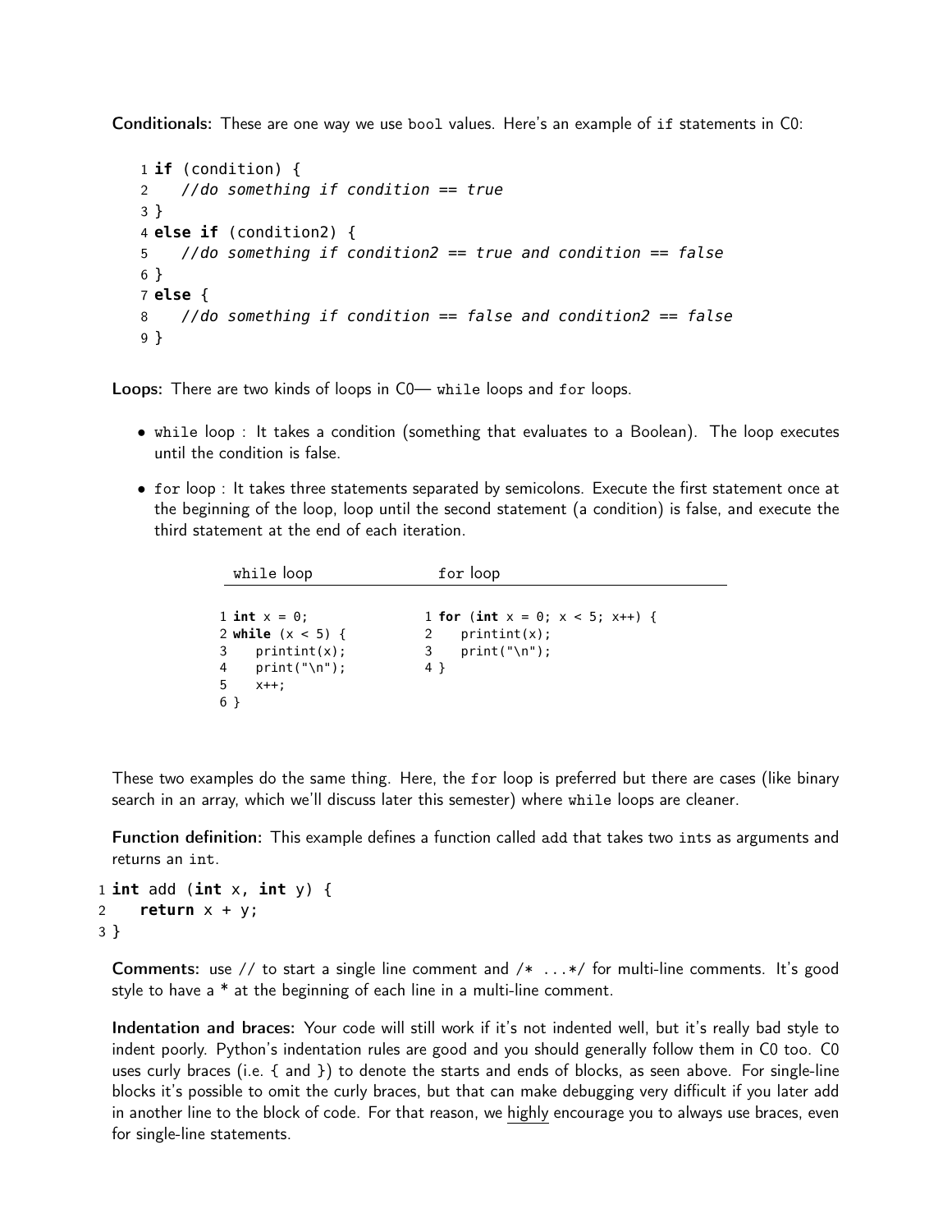**Conditionals:** These are one way we use `bool` values. Here's an example of `if` statements in C0:

```
1 if (condition) {
2    //do something if condition == true
3 }
4 else if (condition2) {
5    //do something if condition2 == true and condition == false
6 }
7 else {
8    //do something if condition == false and condition2 == false
9 }
```

**Loops:** There are two kinds of loops in C0— `while` loops and `for` loops.

- `while` loop : It takes a condition (something that evaluates to a Boolean). The loop executes until the condition is false.
- `for` loop : It takes three statements separated by semicolons. Execute the first statement once at the beginning of the loop, loop until the second statement (a condition) is false, and execute the third statement at the end of each iteration.

`while` loop

```
1 int x = 0;
2 while (x < 5) {
3    printint(x);
4    print("\n");
5    x++;
6 }
```

`for` loop

```
1 for (int x = 0; x < 5; x++) {
2    printint(x);
3    print("\n");
4 }
```

These two examples do the same thing. Here, the `for` loop is preferred but there are cases (like binary search in an array, which we'll discuss later this semester) where `while` loops are cleaner.

**Function definition:** This example defines a function called `add` that takes two `int`s as arguments and returns an `int`.

```
1 int add (int x, int y) {
2    return x + y;
3 }
```

**Comments:** use // to start a single line comment and /* ...*/ for multi-line comments. It's good style to have a * at the beginning of each line in a multi-line comment.

**Indentation and braces:** Your code will still work if it's not indented well, but it's really bad style to indent poorly. Python's indentation rules are good and you should generally follow them in C0 too. C0 uses curly braces (i.e. { and }) to denote the starts and ends of blocks, as seen above. For single-line blocks it's possible to omit the curly braces, but that can make debugging very difficult if you later add in another line to the block of code. For that reason, we highly encourage you to always use braces, even for single-line statements.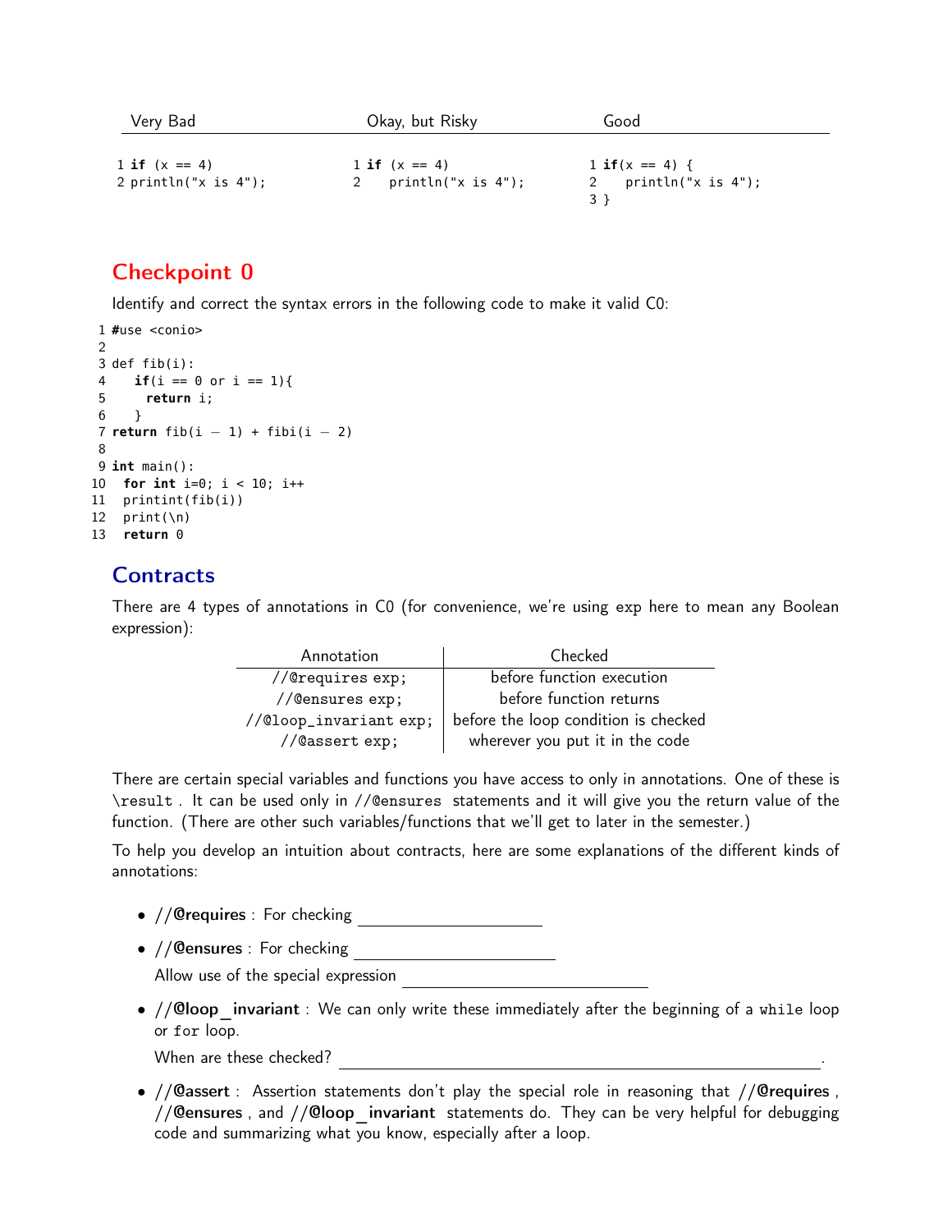| Very Bad | Okay, but Risky | Good |
|---|---|---|
| <pre>1 if (x == 4)<br>2 println("x is 4");</pre> | <pre>1 if (x == 4)<br>2    println("x is 4");</pre> | <pre>1 if(x == 4) {<br>2    println("x is 4");<br>3 }</pre> |

## Checkpoint 0

Identify and correct the syntax errors in the following code to make it valid C0:

```
1 #use <conio>
2
3 def fib(i):
4    if(i == 0 or i == 1){
5      return i;
6    }
7 return fib(i - 1) + fibi(i - 2)
8
9 int main():
10  for int i=0; i < 10; i++
11  printint(fib(i))
12  print(\n)
13  return 0
```

## Contracts

There are 4 types of annotations in C0 (for convenience, we're using `exp` here to mean any Boolean expression):

| Annotation | Checked |
|---|---|
| `//@requires exp;` | before function execution |
| `//@ensures exp;` | before function returns |
| `//@loop_invariant exp;` | before the loop condition is checked |
| `//@assert exp;` | wherever you put it in the code |

There are certain special variables and functions you have access to only in annotations. One of these is `\result`. It can be used only in `//@ensures` statements and it will give you the return value of the function. (There are other such variables/functions that we'll get to later in the semester.)

To help you develop an intuition about contracts, here are some explanations of the different kinds of annotations:

- **//@requires** : For checking ____________________
- **//@ensures** : For checking ____________________

  Allow use of the special expression ____________________
- **//@loop_invariant** : We can only write these immediately after the beginning of a `while` loop or `for` loop.

  When are these checked? ________________________________________.
- **//@assert** : Assertion statements don't play the special role in reasoning that **//@requires**, **//@ensures**, and **//@loop_invariant** statements do. They can be very helpful for debugging code and summarizing what you know, especially after a loop.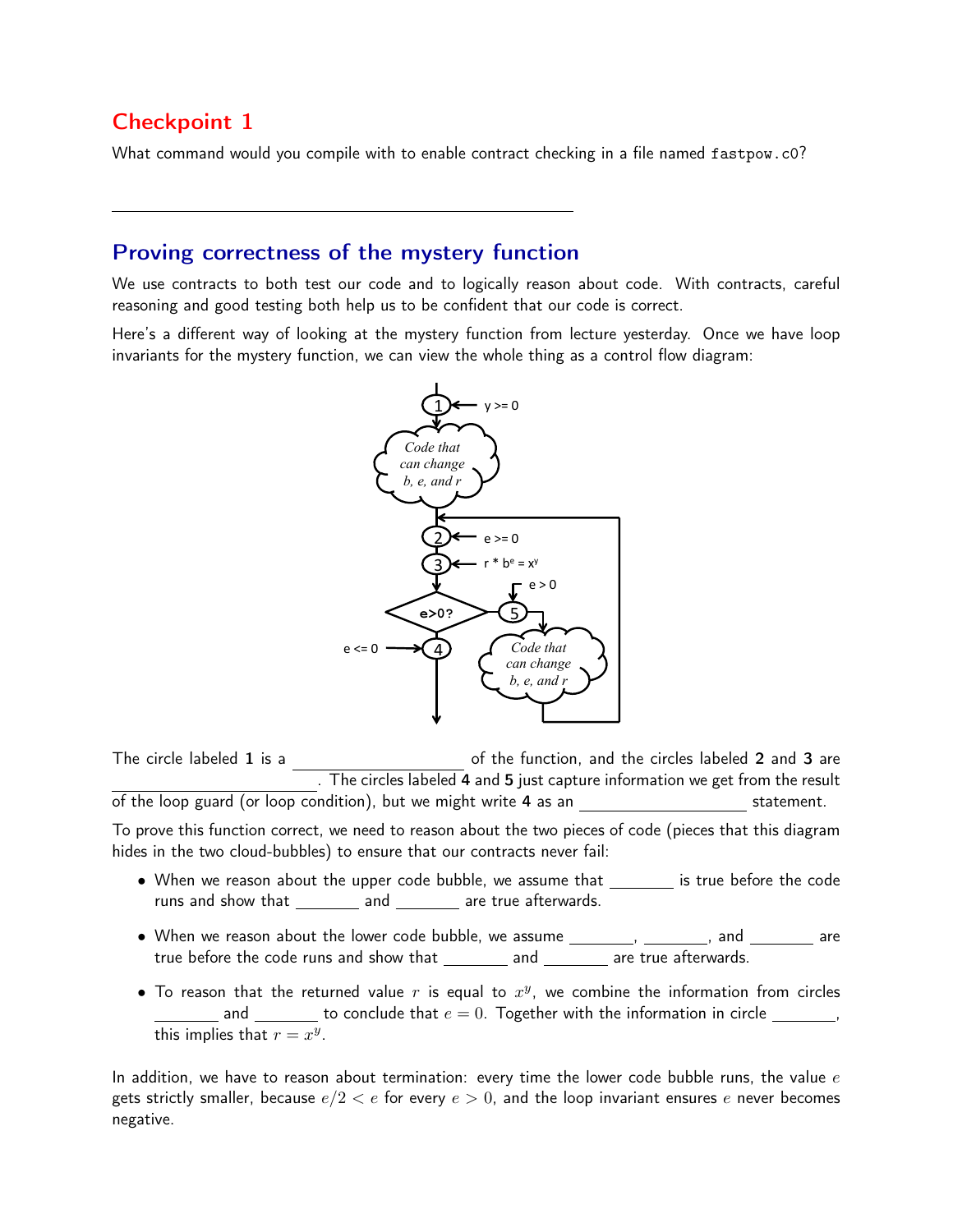## Checkpoint 1

What command would you compile with to enable contract checking in a file named `fastpow.c0`?

\_\_\_\_\_\_\_\_\_\_\_\_\_\_\_\_\_\_\_\_\_\_\_\_\_\_\_\_\_\_\_\_\_\_\_\_\_\_\_\_\_\_\_\_

## Proving correctness of the mystery function

We use contracts to both test our code and to logically reason about code. With contracts, careful reasoning and good testing both help us to be confident that our code is correct.

Here's a different way of looking at the mystery function from lecture yesterday. Once we have loop invariants for the mystery function, we can view the whole thing as a control flow diagram:

The circle labeled **1** is a \_\_\_\_\_\_\_\_\_\_\_\_\_\_\_\_\_\_ of the function, and the circles labeled **2** and **3** are \_\_\_\_\_\_\_\_\_\_\_\_\_\_\_\_\_\_\_\_. The circles labeled **4** and **5** just capture information we get from the result of the loop guard (or loop condition), but we might write **4** as an \_\_\_\_\_\_\_\_\_\_\_\_\_\_\_\_\_\_ statement.

To prove this function correct, we need to reason about the two pieces of code (pieces that this diagram hides in the two cloud-bubbles) to ensure that our contracts never fail:

- When we reason about the upper code bubble, we assume that \_\_\_\_\_\_\_ is true before the code runs and show that \_\_\_\_\_\_\_ and \_\_\_\_\_\_\_ are true afterwards.
- When we reason about the lower code bubble, we assume \_\_\_\_\_\_\_, \_\_\_\_\_\_\_, and \_\_\_\_\_\_\_ are true before the code runs and show that \_\_\_\_\_\_\_ and \_\_\_\_\_\_\_ are true afterwards.
- To reason that the returned value $r$ is equal to $x^y$, we combine the information from circles \_\_\_\_\_\_\_ and \_\_\_\_\_\_\_ to conclude that $e = 0$. Together with the information in circle \_\_\_\_\_\_\_, this implies that $r = x^y$.

In addition, we have to reason about termination: every time the lower code bubble runs, the value $e$ gets strictly smaller, because $e/2 < e$ for every $e > 0$, and the loop invariant ensures $e$ never becomes negative.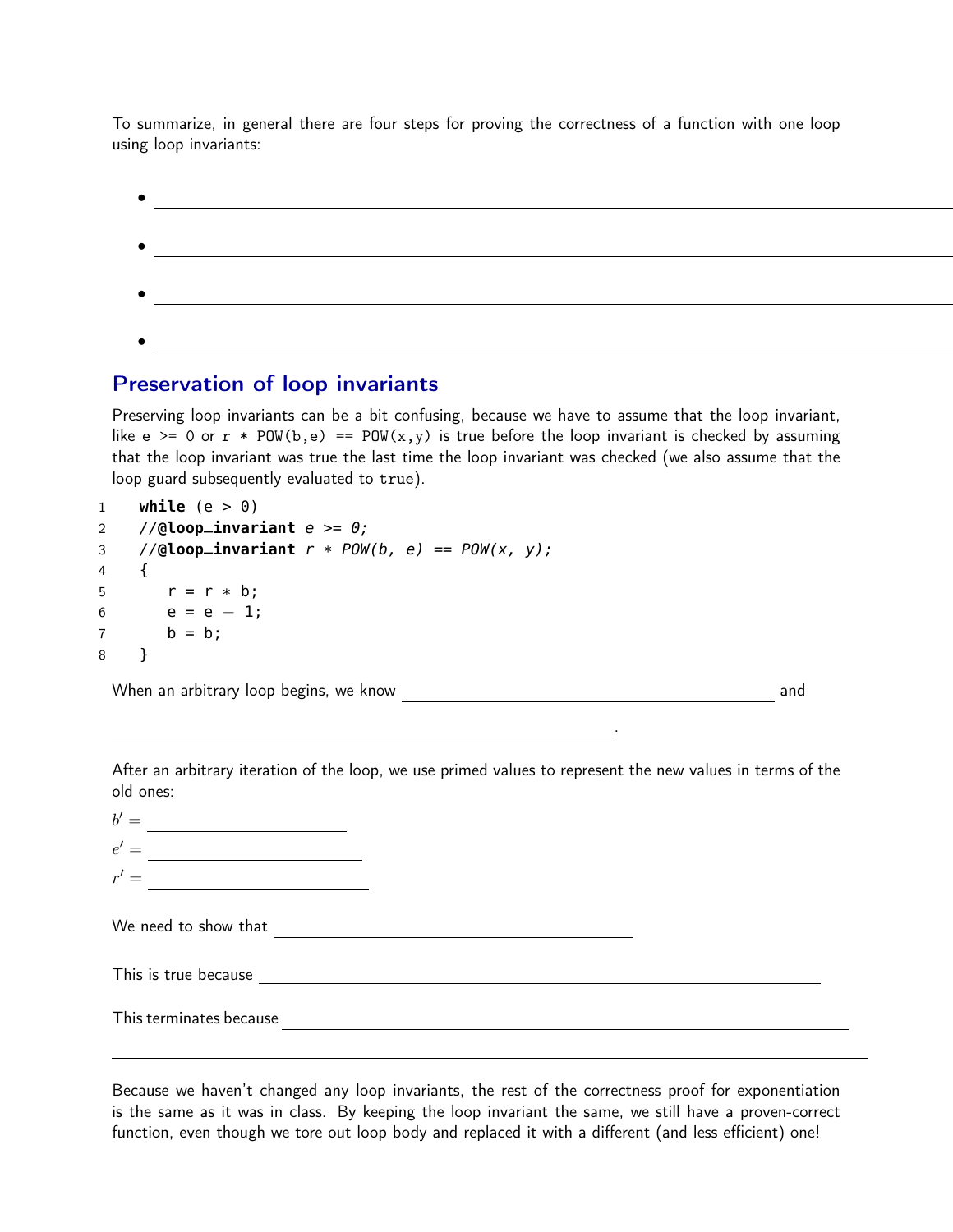To summarize, in general there are four steps for proving the correctness of a function with one loop using loop invariants:

- \_\_\_\_\_\_\_\_\_\_\_\_\_\_\_\_\_\_\_\_\_\_\_\_\_\_\_\_\_\_\_\_\_\_\_\_\_\_\_\_
- \_\_\_\_\_\_\_\_\_\_\_\_\_\_\_\_\_\_\_\_\_\_\_\_\_\_\_\_\_\_\_\_\_\_\_\_\_\_\_\_
- \_\_\_\_\_\_\_\_\_\_\_\_\_\_\_\_\_\_\_\_\_\_\_\_\_\_\_\_\_\_\_\_\_\_\_\_\_\_\_\_
- \_\_\_\_\_\_\_\_\_\_\_\_\_\_\_\_\_\_\_\_\_\_\_\_\_\_\_\_\_\_\_\_\_\_\_\_\_\_\_\_

## Preservation of loop invariants

Preserving loop invariants can be a bit confusing, because we have to assume that the loop invariant, like `e >= 0` or `r * POW(b,e) == POW(x,y)` is true before the loop invariant is checked by assuming that the loop invariant was true the last time the loop invariant was checked (we also assume that the loop guard subsequently evaluated to `true`).

```
1   while (e > 0)
2   //@loop_invariant e >= 0;
3   //@loop_invariant r * POW(b, e) == POW(x, y);
4   {
5      r = r * b;
6      e = e - 1;
7      b = b;
8   }
```

When an arbitrary loop begins, we know \_\_\_\_\_\_\_\_\_\_\_\_\_\_\_\_\_\_\_\_\_\_\_\_\_\_\_\_ and

\_\_\_\_\_\_\_\_\_\_\_\_\_\_\_\_\_\_\_\_\_\_\_\_\_\_\_\_\_\_\_\_\_\_\_\_.

After an arbitrary iteration of the loop, we use primed values to represent the new values in terms of the old ones:

$b' =$ \_\_\_\_\_\_\_\_\_\_\_\_\_\_\_

$e' =$ \_\_\_\_\_\_\_\_\_\_\_\_\_\_\_

$r' =$ \_\_\_\_\_\_\_\_\_\_\_\_\_\_\_

We need to show that \_\_\_\_\_\_\_\_\_\_\_\_\_\_\_\_\_\_\_\_\_\_\_\_\_\_\_\_

This is true because \_\_\_\_\_\_\_\_\_\_\_\_\_\_\_\_\_\_\_\_\_\_\_\_\_\_\_\_\_\_\_\_\_\_\_\_\_\_\_\_

This terminates because \_\_\_\_\_\_\_\_\_\_\_\_\_\_\_\_\_\_\_\_\_\_\_\_\_\_\_\_\_\_\_\_\_\_\_\_\_\_\_\_

\_\_\_\_\_\_\_\_\_\_\_\_\_\_\_\_\_\_\_\_\_\_\_\_\_\_\_\_\_\_\_\_\_\_\_\_\_\_\_\_\_\_\_\_\_\_\_\_\_\_\_\_\_\_\_\_\_\_\_\_

Because we haven't changed any loop invariants, the rest of the correctness proof for exponentiation is the same as it was in class. By keeping the loop invariant the same, we still have a proven-correct function, even though we tore out loop body and replaced it with a different (and less efficient) one!